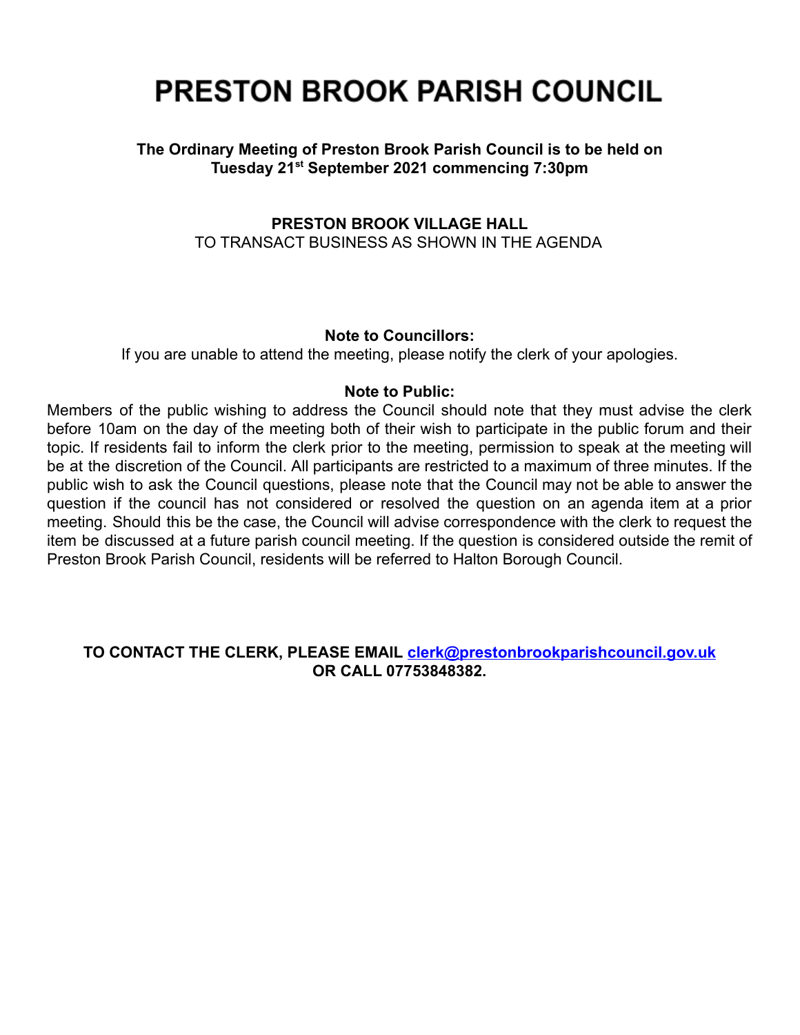# PRESTON BROOK PARISH COUNCIL

**The Ordinary Meeting of Preston Brook Parish Council is to be held on Tuesday 21st September 2021 commencing 7:30pm**

**PRESTON BROOK VILLAGE HALL**

TO TRANSACT BUSINESS AS SHOWN IN THE AGENDA

**Note to Councillors:**

If you are unable to attend the meeting, please notify the clerk of your apologies.

**Note to Public:**

Members of the public wishing to address the Council should note that they must advise the clerk before 10am on the day of the meeting both of their wish to participate in the public forum and their topic. If residents fail to inform the clerk prior to the meeting, permission to speak at the meeting will be at the discretion of the Council. All participants are restricted to a maximum of three minutes. If the public wish to ask the Council questions, please note that the Council may not be able to answer the question if the council has not considered or resolved the question on an agenda item at a prior meeting. Should this be the case, the Council will advise correspondence with the clerk to request the item be discussed at a future parish council meeting. If the question is considered outside the remit of Preston Brook Parish Council, residents will be referred to Halton Borough Council.

**TO CONTACT THE CLERK, PLEASE EMAIL clerk@prestonbrookparishcouncil.gov.uk OR CALL 07753848382.**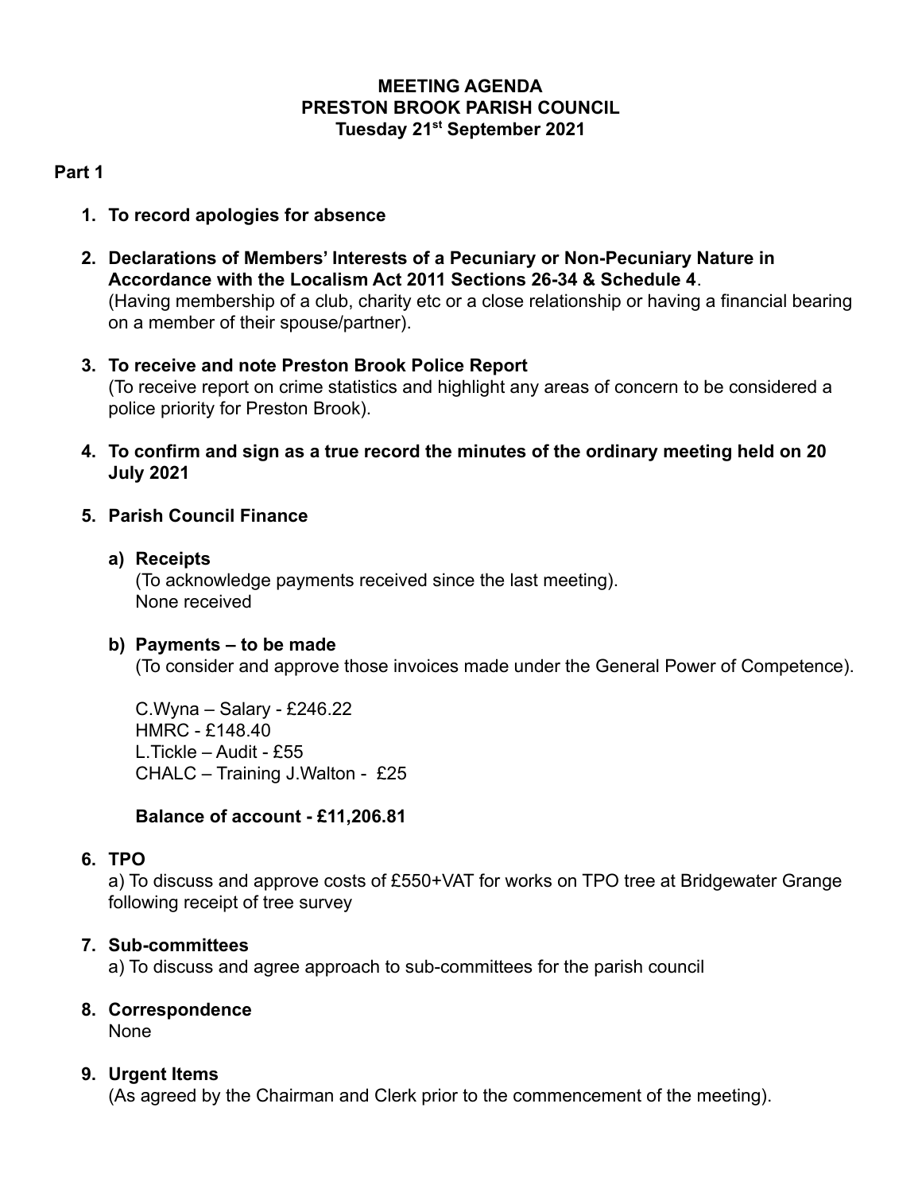# MEETING AGENDA
# PRESTON BROOK PARISH COUNCIL
# Tuesday 21st September 2021

## Part 1

1. **To record apologies for absence**

2. **Declarations of Members' Interests of a Pecuniary or Non-Pecuniary Nature in Accordance with the Localism Act 2011 Sections 26-34 & Schedule 4**.
   (Having membership of a club, charity etc or a close relationship or having a financial bearing on a member of their spouse/partner).

3. **To receive and note Preston Brook Police Report**
   (To receive report on crime statistics and highlight any areas of concern to be considered a police priority for Preston Brook).

4. **To confirm and sign as a true record the minutes of the ordinary meeting held on 20 July 2021**

5. **Parish Council Finance**

   **a) Receipts**
   (To acknowledge payments received since the last meeting).
   None received

   **b) Payments – to be made**
   (To consider and approve those invoices made under the General Power of Competence).

   C.Wyna – Salary - £246.22
   HMRC - £148.40
   L.Tickle – Audit - £55
   CHALC – Training J.Walton - £25

   **Balance of account - £11,206.81**

6. **TPO**
   a) To discuss and approve costs of £550+VAT for works on TPO tree at Bridgewater Grange following receipt of tree survey

7. **Sub-committees**
   a) To discuss and agree approach to sub-committees for the parish council

8. **Correspondence**
   None

9. **Urgent Items**
   (As agreed by the Chairman and Clerk prior to the commencement of the meeting).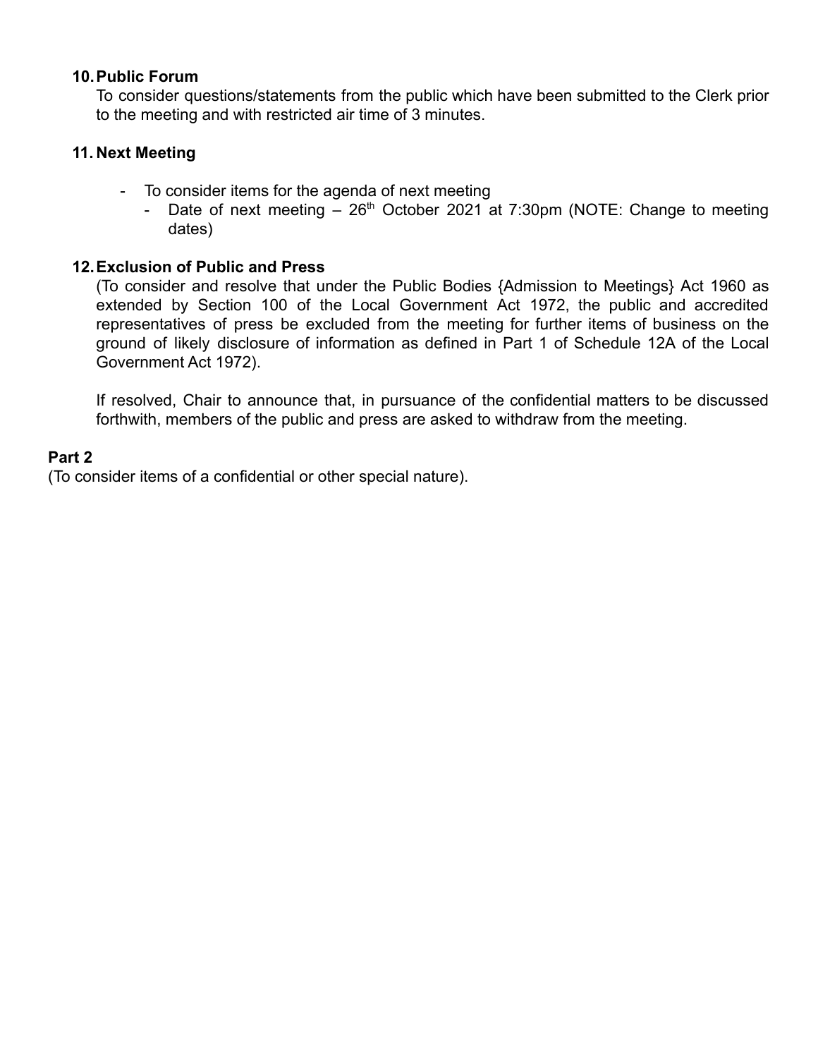**10. Public Forum**

To consider questions/statements from the public which have been submitted to the Clerk prior to the meeting and with restricted air time of 3 minutes.

**11. Next Meeting**

- To consider items for the agenda of next meeting
  - Date of next meeting – 26th October 2021 at 7:30pm (NOTE: Change to meeting dates)

**12. Exclusion of Public and Press**

(To consider and resolve that under the Public Bodies {Admission to Meetings} Act 1960 as extended by Section 100 of the Local Government Act 1972, the public and accredited representatives of press be excluded from the meeting for further items of business on the ground of likely disclosure of information as defined in Part 1 of Schedule 12A of the Local Government Act 1972).

If resolved, Chair to announce that, in pursuance of the confidential matters to be discussed forthwith, members of the public and press are asked to withdraw from the meeting.

**Part 2**

(To consider items of a confidential or other special nature).